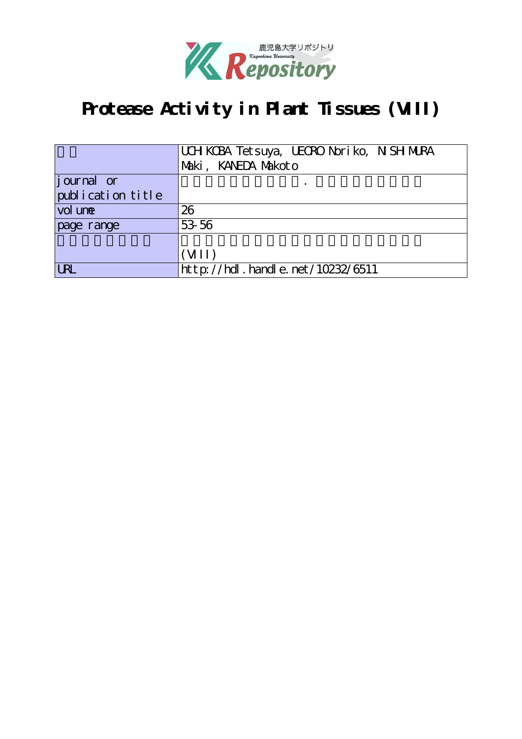# Protease Activity in Plant Tissues (VIII)

| | |
|---|---|
| | UCHIKOBA Tetsuya, UEORO Noriko, NISHIMURA Maki, KANEDA Makoto |
| journal or publication title | . |
| volume | 26 |
| page range | 53-56 |
| | (VIII) |
| URL | http://hdl.handle.net/10232/6511 |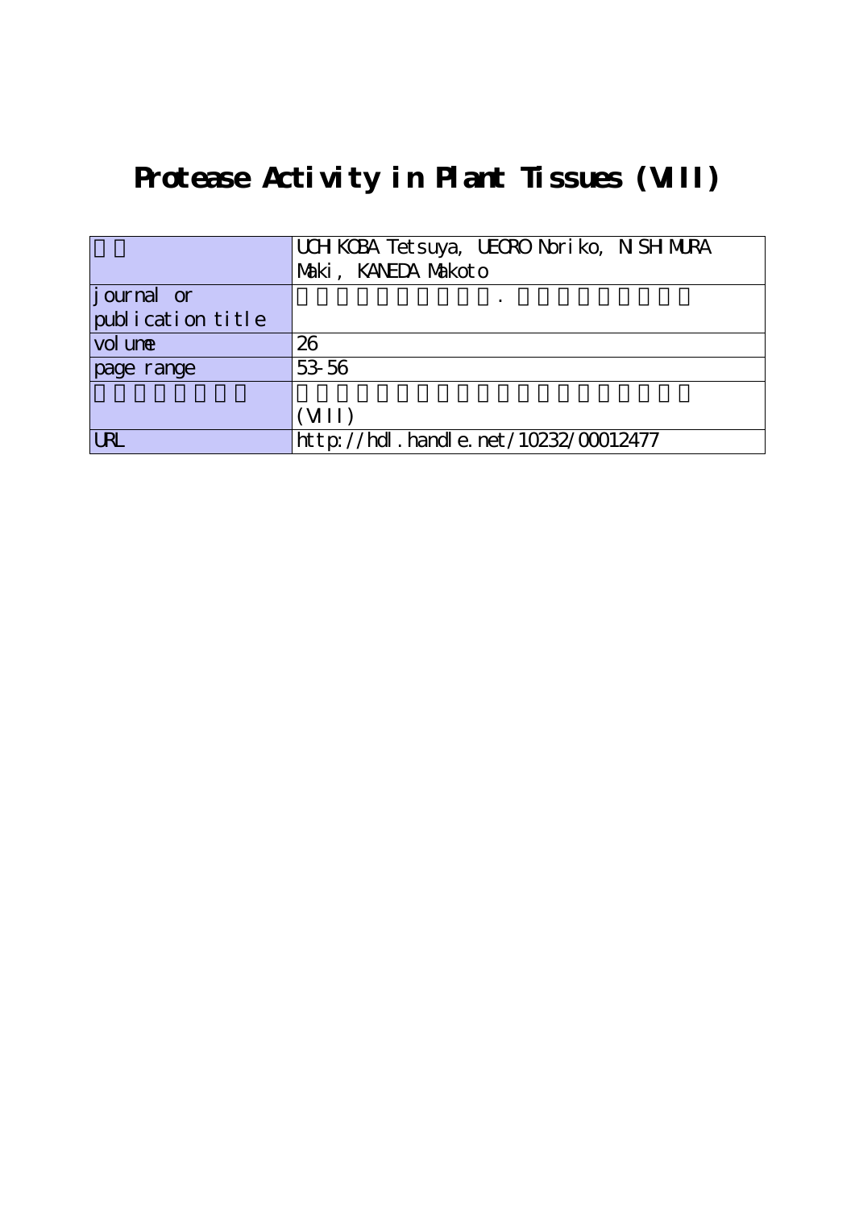# Protease Activity in Plant Tissues (VIII)

| | |
|---|---|
| | UCHIKOBA Tetsuya, UEORO Noriko, NISHIMURA Maki, KANEDA Makoto |
| journal or publication title | . |
| volume | 26 |
| page range | 53-56 |
| | (VIII) |
| URL | http://hdl.handle.net/10232/00012477 |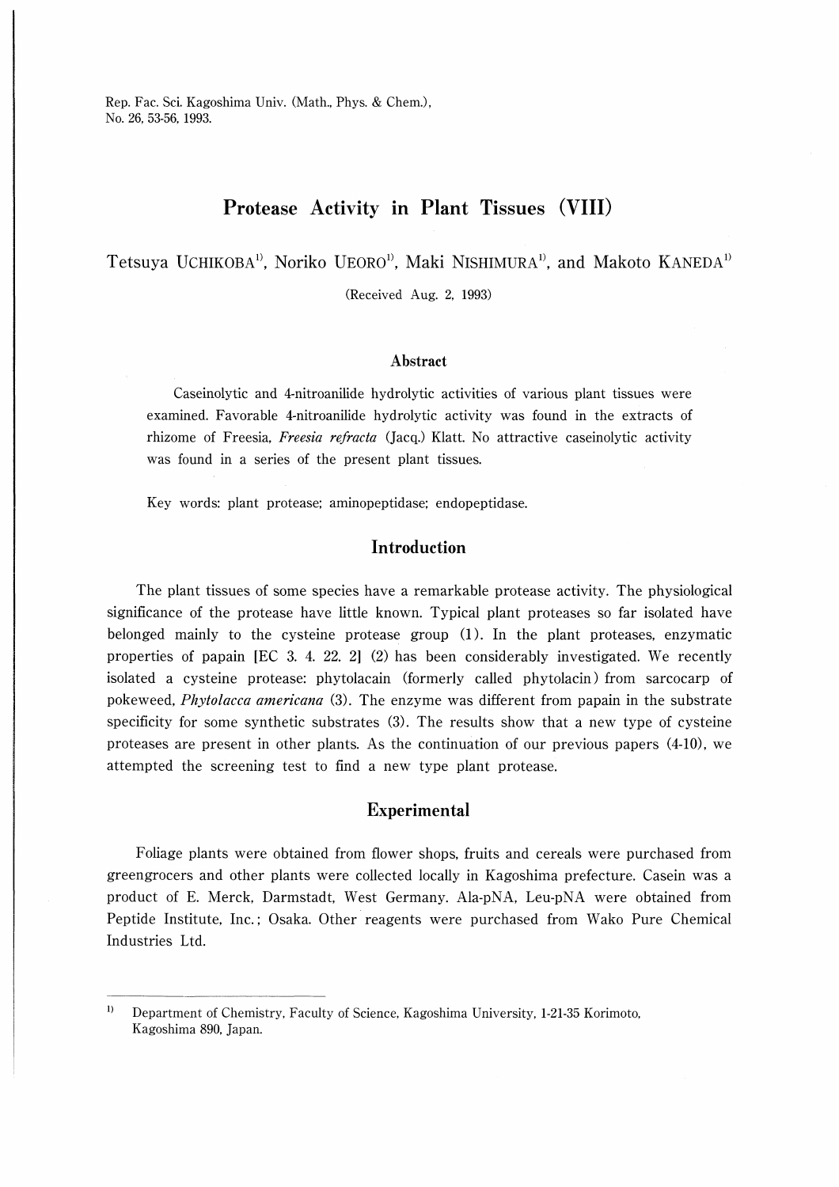Rep. Fac. Sci. Kagoshima Univ. (Math., Phys. & Chem.),
No. 26, 53-56, 1993.

# Protease Activity in Plant Tissues (VIII)

Tetsuya UCHIKOBA[1], Noriko UEORO[1], Maki NISHIMURA[1], and Makoto KANEDA[1]

(Received Aug. 2, 1993)

## Abstract

Caseinolytic and 4-nitroanilide hydrolytic activities of various plant tissues were examined. Favorable 4-nitroanilide hydrolytic activity was found in the extracts of rhizome of Freesia, *Freesia refracta* (Jacq.) Klatt. No attractive caseinolytic activity was found in a series of the present plant tissues.

Key words: plant protease; aminopeptidase; endopeptidase.

## Introduction

The plant tissues of some species have a remarkable protease activity. The physiological significance of the protease have little known. Typical plant proteases so far isolated have belonged mainly to the cysteine protease group (1). In the plant proteases, enzymatic properties of papain [EC 3. 4. 22. 2] (2) has been considerably investigated. We recently isolated a cysteine protease: phytolacain (formerly called phytolacin) from sarcocarp of pokeweed, *Phytolacca americana* (3). The enzyme was different from papain in the substrate specificity for some synthetic substrates (3). The results show that a new type of cysteine proteases are present in other plants. As the continuation of our previous papers (4-10), we attempted the screening test to find a new type plant protease.

## Experimental

Foliage plants were obtained from flower shops, fruits and cereals were purchased from greengrocers and other plants were collected locally in Kagoshima prefecture. Casein was a product of E. Merck, Darmstadt, West Germany. Ala-pNA, Leu-pNA were obtained from Peptide Institute, Inc.; Osaka. Other reagents were purchased from Wako Pure Chemical Industries Ltd.

---

[1] Department of Chemistry, Faculty of Science, Kagoshima University, 1-21-35 Korimoto, Kagoshima 890, Japan.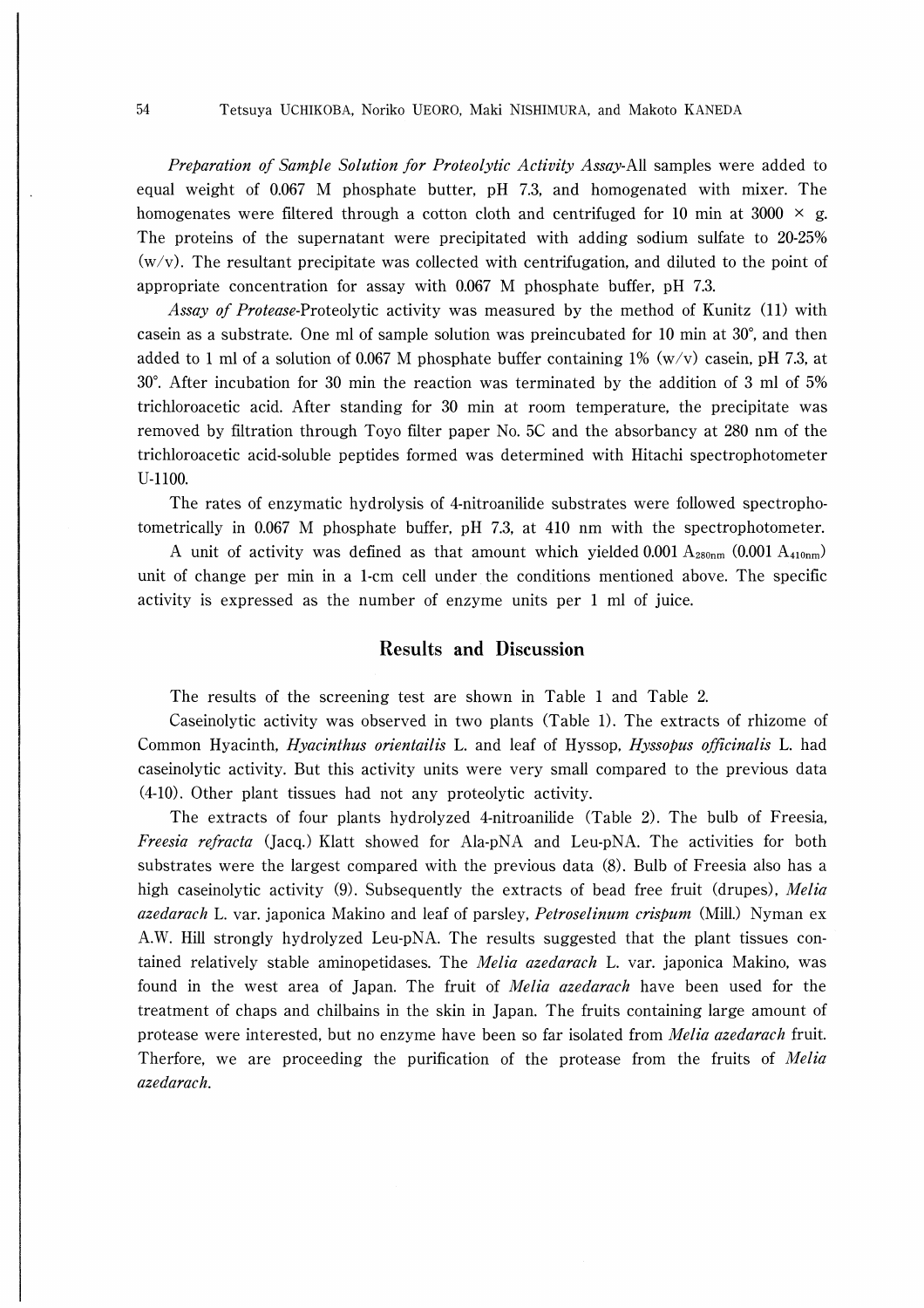*Preparation of Sample Solution for Proteolytic Activity Assay*-All samples were added to equal weight of 0.067 M phosphate butter, pH 7.3, and homogenated with mixer. The homogenates were filtered through a cotton cloth and centrifuged for 10 min at 3000 × g. The proteins of the supernatant were precipitated with adding sodium sulfate to 20-25% (w/v). The resultant precipitate was collected with centrifugation, and diluted to the point of appropriate concentration for assay with 0.067 M phosphate buffer, pH 7.3.

*Assay of Protease*-Proteolytic activity was measured by the method of Kunitz (11) with casein as a substrate. One ml of sample solution was preincubated for 10 min at 30°, and then added to 1 ml of a solution of 0.067 M phosphate buffer containing 1% (w/v) casein, pH 7.3, at 30°. After incubation for 30 min the reaction was terminated by the addition of 3 ml of 5% trichloroacetic acid. After standing for 30 min at room temperature, the precipitate was removed by filtration through Toyo filter paper No. 5C and the absorbancy at 280 nm of the trichloroacetic acid-soluble peptides formed was determined with Hitachi spectrophotometer U-1100.

The rates of enzymatic hydrolysis of 4-nitroanilide substrates were followed spectrophotometrically in 0.067 M phosphate buffer, pH 7.3, at 410 nm with the spectrophotometer.

A unit of activity was defined as that amount which yielded 0.001 $A_{280nm}$ (0.001 $A_{410nm}$) unit of change per min in a 1-cm cell under the conditions mentioned above. The specific activity is expressed as the number of enzyme units per 1 ml of juice.

## Results and Discussion

The results of the screening test are shown in Table 1 and Table 2.

Caseinolytic activity was observed in two plants (Table 1). The extracts of rhizome of Common Hyacinth, *Hyacinthus orientailis* L. and leaf of Hyssop, *Hyssopus officinalis* L. had caseinolytic activity. But this activity units were very small compared to the previous data (4-10). Other plant tissues had not any proteolytic activity.

The extracts of four plants hydrolyzed 4-nitroanilide (Table 2). The bulb of Freesia, *Freesia refracta* (Jacq.) Klatt showed for Ala-pNA and Leu-pNA. The activities for both substrates were the largest compared with the previous data (8). Bulb of Freesia also has a high caseinolytic activity (9). Subsequently the extracts of bead free fruit (drupes), *Melia azedarach* L. var. japonica Makino and leaf of parsley, *Petroselinum crispum* (Mill.) Nyman ex A.W. Hill strongly hydrolyzed Leu-pNA. The results suggested that the plant tissues contained relatively stable aminopetidases. The *Melia azedarach* L. var. japonica Makino, was found in the west area of Japan. The fruit of *Melia azedarach* have been used for the treatment of chaps and chilbains in the skin in Japan. The fruits containing large amount of protease were interested, but no enzyme have been so far isolated from *Melia azedarach* fruit. Therfore, we are proceeding the purification of the protease from the fruits of *Melia azedarach*.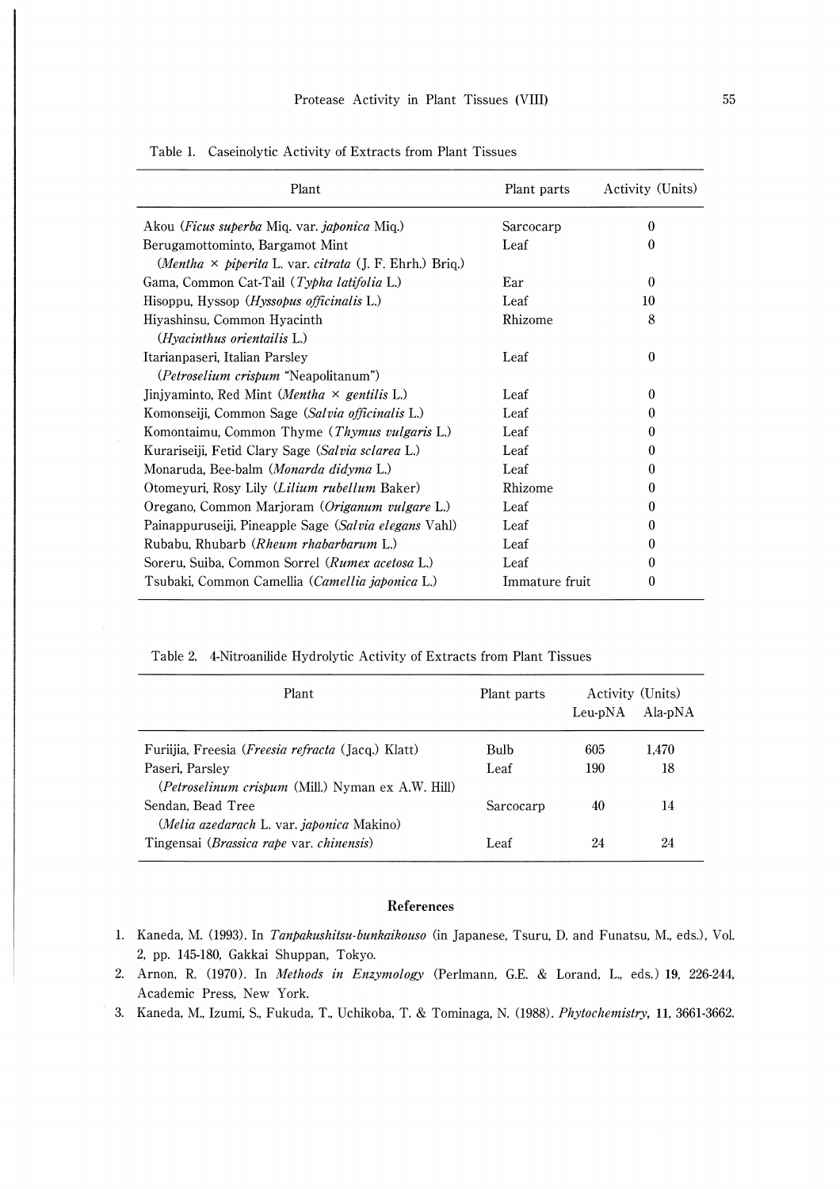Table 1. Caseinolytic Activity of Extracts from Plant Tissues

| Plant | Plant parts | Activity (Units) |
|---|---|---|
| Akou (*Ficus superba* Miq. var. *japonica* Miq.) | Sarcocarp | 0 |
| Berugamottominto, Bargamot Mint (*Mentha* × *piperita* L. var. *citrata* (J. F. Ehrh.) Briq.) | Leaf | 0 |
| Gama, Common Cat-Tail (*Typha latifolia* L.) | Ear | 0 |
| Hisoppu, Hyssop (*Hyssopus officinalis* L.) | Leaf | 10 |
| Hiyashinsu, Common Hyacinth (*Hyacinthus orientailis* L.) | Rhizome | 8 |
| Itarianpaseri, Italian Parsley (*Petroselium crispum* "Neapolitanum") | Leaf | 0 |
| Jinjyaminto, Red Mint (*Mentha* × *gentilis* L.) | Leaf | 0 |
| Komonseiji, Common Sage (*Salvia officinalis* L.) | Leaf | 0 |
| Komontaimu, Common Thyme (*Thymus vulgaris* L.) | Leaf | 0 |
| Kurariseiji, Fetid Clary Sage (*Salvia sclarea* L.) | Leaf | 0 |
| Monaruda, Bee-balm (*Monarda didyma* L.) | Leaf | 0 |
| Otomeyuri, Rosy Lily (*Lilium rubellum* Baker) | Rhizome | 0 |
| Oregano, Common Marjoram (*Origanum vulgare* L.) | Leaf | 0 |
| Painappuruseiji, Pineapple Sage (*Salvia elegans* Vahl) | Leaf | 0 |
| Rubabu, Rhubarb (*Rheum rhabarbarum* L.) | Leaf | 0 |
| Soreru, Suiba, Common Sorrel (*Rumex acetosa* L.) | Leaf | 0 |
| Tsubaki, Common Camellia (*Camellia japonica* L.) | Immature fruit | 0 |

Table 2. 4-Nitroanilide Hydrolytic Activity of Extracts from Plant Tissues

| Plant | Plant parts | Activity (Units) | |
|---|---|---|---|
| | | Leu-pNA | Ala-pNA |
| Furiijia, Freesia (*Freesia refracta* (Jacq.) Klatt) | Bulb | 605 | 1,470 |
| Paseri, Parsley (*Petroselinum crispum* (Mill.) Nyman ex A.W. Hill) | Leaf | 190 | 18 |
| Sendan, Bead Tree (*Melia azedarach* L. var. *japonica* Makino) | Sarcocarp | 40 | 14 |
| Tingensai (*Brassica rape* var. *chinensis*) | Leaf | 24 | 24 |

## References

1. Kaneda, M. (1993). In *Tanpakushitsu-bunkaikouso* (in Japanese, Tsuru, D. and Funatsu, M., eds.), Vol. 2, pp. 145-180, Gakkai Shuppan, Tokyo.
2. Arnon, R. (1970). In *Methods in Enzymology* (Perlmann, G.E. & Lorand, L., eds.) **19**, 226-244, Academic Press, New York.
3. Kaneda, M., Izumi, S., Fukuda, T., Uchikoba, T. & Tominaga, N. (1988). *Phytochemistry*, **11**, 3661-3662.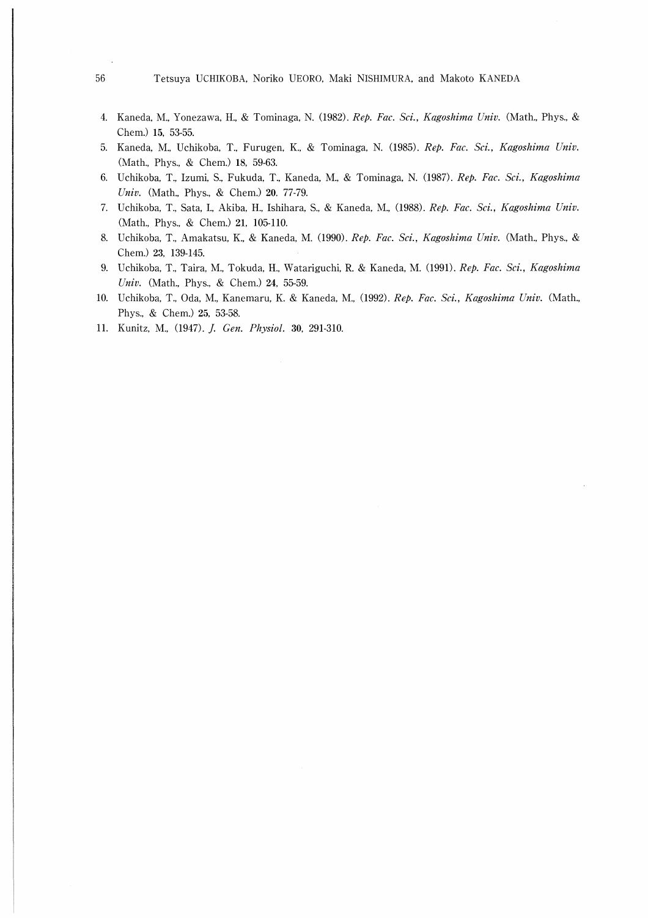4. Kaneda, M., Yonezawa, H., & Tominaga, N. (1982). *Rep. Fac. Sci., Kagoshima Univ.* (Math., Phys., & Chem.) **15**, 53-55.
5. Kaneda, M., Uchikoba, T., Furugen, K., & Tominaga, N. (1985). *Rep. Fac. Sci., Kagoshima Univ.* (Math., Phys., & Chem.) **18**, 59-63.
6. Uchikoba, T., Izumi, S., Fukuda, T., Kaneda, M., & Tominaga, N. (1987). *Rep. Fac. Sci., Kagoshima Univ.* (Math., Phys., & Chem.) **20**. 77-79.
7. Uchikoba, T., Sata, I., Akiba, H., Ishihara, S., & Kaneda, M., (1988). *Rep. Fac. Sci., Kagoshima Univ.* (Math., Phys., & Chem.) **21**, 105-110.
8. Uchikoba, T., Amakatsu, K., & Kaneda, M. (1990). *Rep. Fac. Sci., Kagoshima Univ.* (Math., Phys., & Chem.) **23**, 139-145.
9. Uchikoba, T., Taira, M., Tokuda, H., Watariguchi, R. & Kaneda, M. (1991). *Rep. Fac. Sci., Kagoshima Univ.* (Math., Phys., & Chem.) **24**, 55-59.
10. Uchikoba, T., Oda, M., Kanemaru, K. & Kaneda, M., (1992). *Rep. Fac. Sci., Kagoshima Univ.* (Math., Phys., & Chem.) **25**, 53-58.
11. Kunitz, M., (1947). *J. Gen. Physiol.* **30**, 291-310.